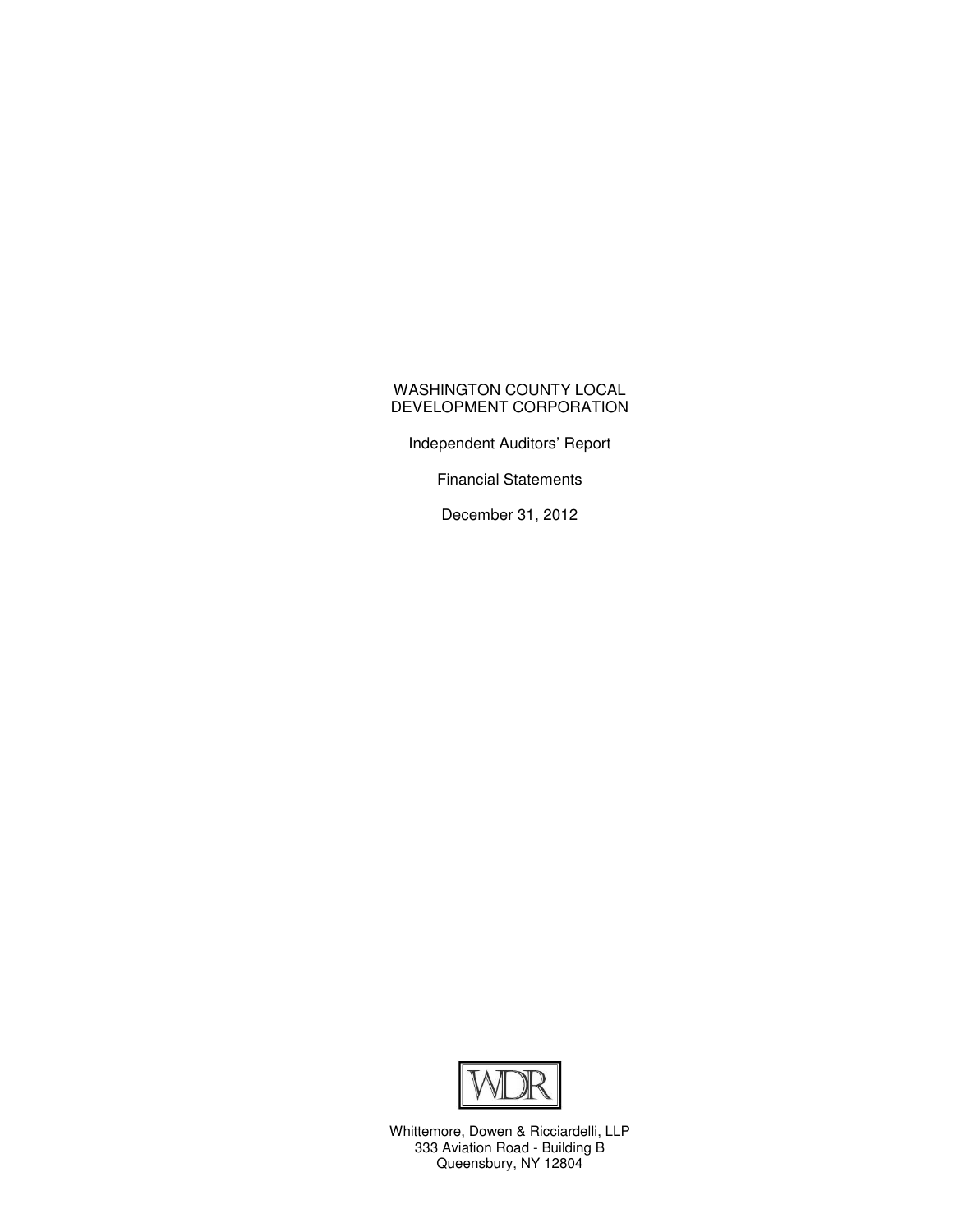# WASHINGTON COUNTY LOCAL DEVELOPMENT CORPORATION

Independent Auditors' Report

Financial Statements

December 31, 2012

WDR

Whittemore, Dowen & Ricciardelli, LLP
333 Aviation Road - Building B
Queensbury, NY 12804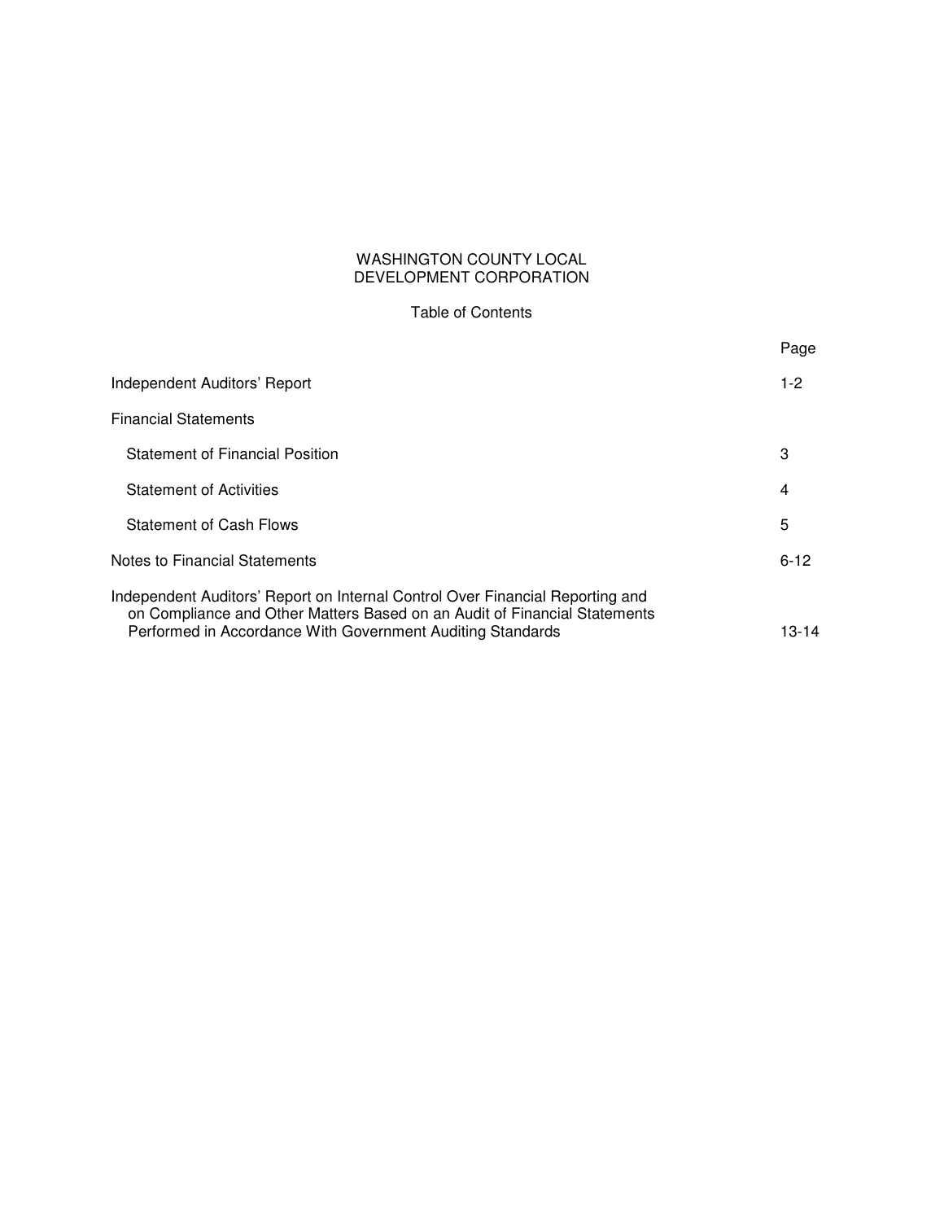# WASHINGTON COUNTY LOCAL DEVELOPMENT CORPORATION

## Table of Contents

| | Page |
|---|---|
| Independent Auditors' Report | 1-2 |
| Financial Statements | |
| Statement of Financial Position | 3 |
| Statement of Activities | 4 |
| Statement of Cash Flows | 5 |
| Notes to Financial Statements | 6-12 |
| Independent Auditors' Report on Internal Control Over Financial Reporting and on Compliance and Other Matters Based on an Audit of Financial Statements Performed in Accordance With Government Auditing Standards | 13-14 |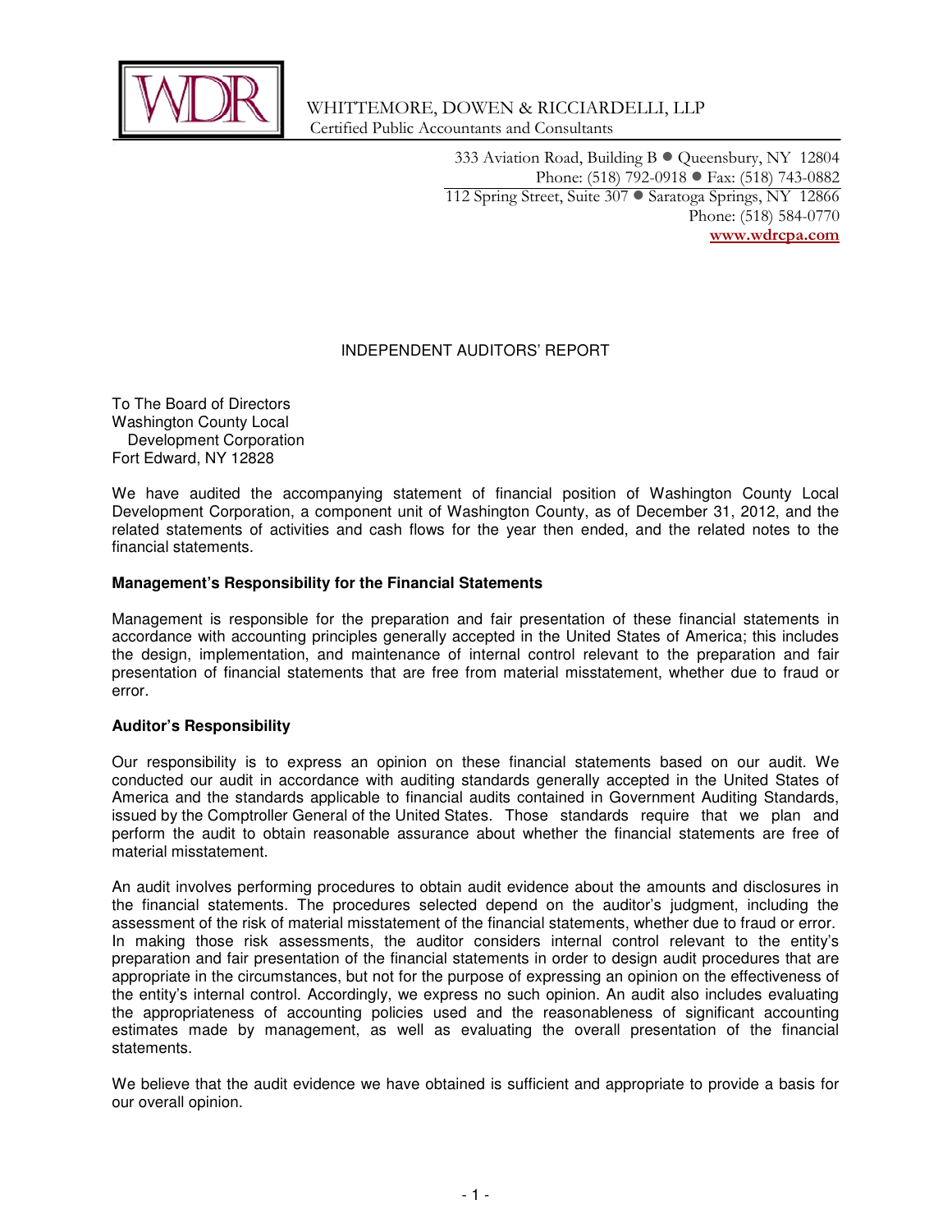WHITTEMORE, DOWEN & RICCIARDELLI, LLP
Certified Public Accountants and Consultants

333 Aviation Road, Building B ● Queensbury, NY 12804
Phone: (518) 792-0918 ● Fax: (518) 743-0882
112 Spring Street, Suite 307 ● Saratoga Springs, NY 12866
Phone: (518) 584-0770
www.wdrcpa.com

# INDEPENDENT AUDITORS' REPORT

To The Board of Directors
Washington County Local
Development Corporation
Fort Edward, NY 12828

We have audited the accompanying statement of financial position of Washington County Local Development Corporation, a component unit of Washington County, as of December 31, 2012, and the related statements of activities and cash flows for the year then ended, and the related notes to the financial statements.

**Management's Responsibility for the Financial Statements**

Management is responsible for the preparation and fair presentation of these financial statements in accordance with accounting principles generally accepted in the United States of America; this includes the design, implementation, and maintenance of internal control relevant to the preparation and fair presentation of financial statements that are free from material misstatement, whether due to fraud or error.

**Auditor's Responsibility**

Our responsibility is to express an opinion on these financial statements based on our audit. We conducted our audit in accordance with auditing standards generally accepted in the United States of America and the standards applicable to financial audits contained in Government Auditing Standards, issued by the Comptroller General of the United States. Those standards require that we plan and perform the audit to obtain reasonable assurance about whether the financial statements are free of material misstatement.

An audit involves performing procedures to obtain audit evidence about the amounts and disclosures in the financial statements. The procedures selected depend on the auditor's judgment, including the assessment of the risk of material misstatement of the financial statements, whether due to fraud or error. In making those risk assessments, the auditor considers internal control relevant to the entity's preparation and fair presentation of the financial statements in order to design audit procedures that are appropriate in the circumstances, but not for the purpose of expressing an opinion on the effectiveness of the entity's internal control. Accordingly, we express no such opinion. An audit also includes evaluating the appropriateness of accounting policies used and the reasonableness of significant accounting estimates made by management, as well as evaluating the overall presentation of the financial statements.

We believe that the audit evidence we have obtained is sufficient and appropriate to provide a basis for our overall opinion.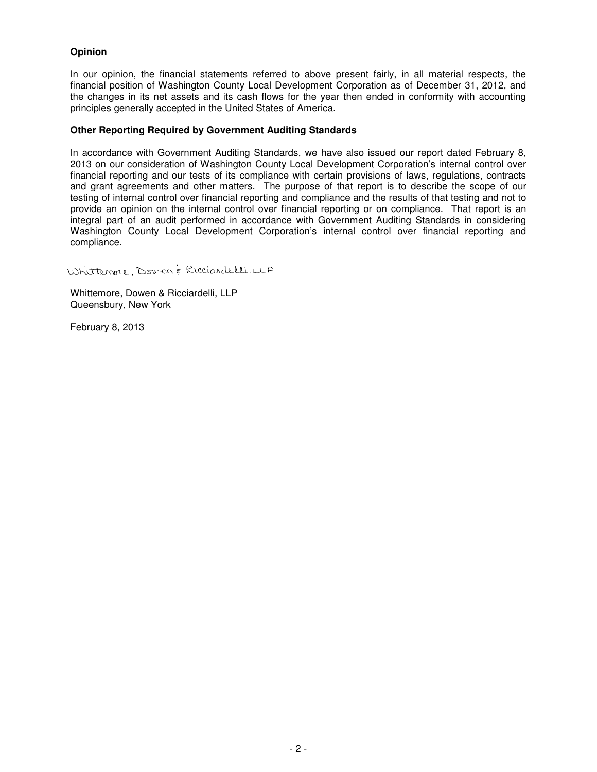**Opinion**

In our opinion, the financial statements referred to above present fairly, in all material respects, the financial position of Washington County Local Development Corporation as of December 31, 2012, and the changes in its net assets and its cash flows for the year then ended in conformity with accounting principles generally accepted in the United States of America.

**Other Reporting Required by Government Auditing Standards**

In accordance with Government Auditing Standards, we have also issued our report dated February 8, 2013 on our consideration of Washington County Local Development Corporation's internal control over financial reporting and our tests of its compliance with certain provisions of laws, regulations, contracts and grant agreements and other matters. The purpose of that report is to describe the scope of our testing of internal control over financial reporting and compliance and the results of that testing and not to provide an opinion on the internal control over financial reporting or on compliance. That report is an integral part of an audit performed in accordance with Government Auditing Standards in considering Washington County Local Development Corporation's internal control over financial reporting and compliance.

Whittemore, Dowen & Ricciardelli, LLP

Whittemore, Dowen & Ricciardelli, LLP
Queensbury, New York

February 8, 2013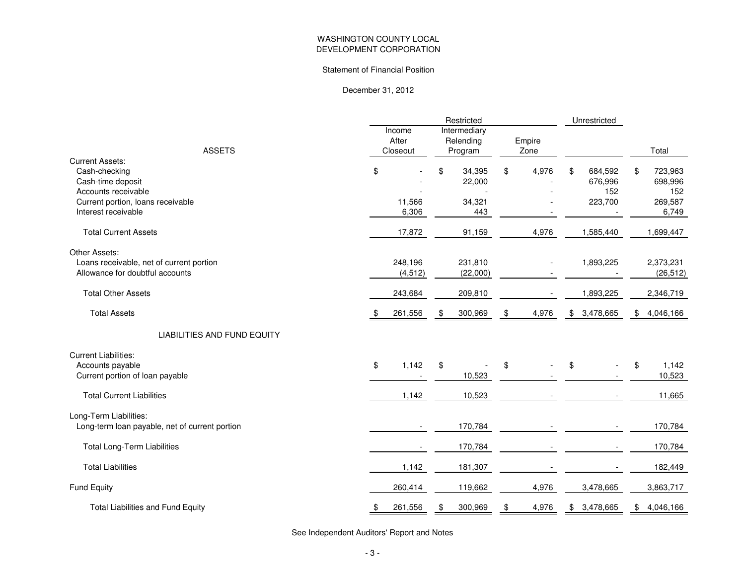WASHINGTON COUNTY LOCAL
DEVELOPMENT CORPORATION

Statement of Financial Position

December 31, 2012

| | Restricted | | | Unrestricted | |
|---|---|---|---|---|---|
| ASSETS | Income After Closeout | Intermediary Relending Program | Empire Zone | | Total |
| Current Assets: | | | | | |
| Cash-checking | $ - | $ 34,395 | $ 4,976 | $ 684,592 | $ 723,963 |
| Cash-time deposit | - | 22,000 | - | 676,996 | 698,996 |
| Accounts receivable | - | - | - | 152 | 152 |
| Current portion, loans receivable | 11,566 | 34,321 | - | 223,700 | 269,587 |
| Interest receivable | 6,306 | 443 | - | - | 6,749 |
| Total Current Assets | 17,872 | 91,159 | 4,976 | 1,585,440 | 1,699,447 |
| Other Assets: | | | | | |
| Loans receivable, net of current portion | 248,196 | 231,810 | - | 1,893,225 | 2,373,231 |
| Allowance for doubtful accounts | (4,512) | (22,000) | - | - | (26,512) |
| Total Other Assets | 243,684 | 209,810 | - | 1,893,225 | 2,346,719 |
| Total Assets | $ 261,556 | $ 300,969 | $ 4,976 | $ 3,478,665 | $ 4,046,166 |
| LIABILITIES AND FUND EQUITY | | | | | |
| Current Liabilities: | | | | | |
| Accounts payable | $ 1,142 | $ - | $ - | $ - | $ 1,142 |
| Current portion of loan payable | - | 10,523 | - | - | 10,523 |
| Total Current Liabilities | 1,142 | 10,523 | - | - | 11,665 |
| Long-Term Liabilities: | | | | | |
| Long-term loan payable, net of current portion | - | 170,784 | - | - | 170,784 |
| Total Long-Term Liabilities | - | 170,784 | - | - | 170,784 |
| Total Liabilities | 1,142 | 181,307 | - | - | 182,449 |
| Fund Equity | 260,414 | 119,662 | 4,976 | 3,478,665 | 3,863,717 |
| Total Liabilities and Fund Equity | $ 261,556 | $ 300,969 | $ 4,976 | $ 3,478,665 | $ 4,046,166 |

See Independent Auditors' Report and Notes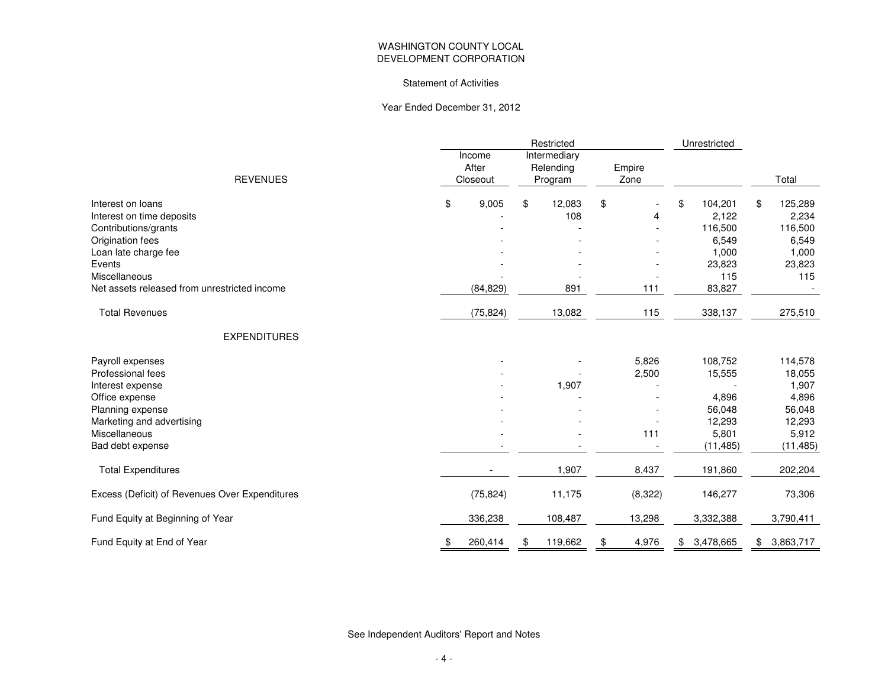# WASHINGTON COUNTY LOCAL DEVELOPMENT CORPORATION

## Statement of Activities

### Year Ended December 31, 2012

| | Restricted | | | Unrestricted | |
|---|---|---|---|---|---|
| **REVENUES** | Income After Closeout | Intermediary Relending Program | Empire Zone | | Total |
| Interest on loans | $ 9,005 | $ 12,083 | $ - | $ 104,201 | $ 125,289 |
| Interest on time deposits | - | 108 | 4 | 2,122 | 2,234 |
| Contributions/grants | - | - | - | 116,500 | 116,500 |
| Origination fees | - | - | - | 6,549 | 6,549 |
| Loan late charge fee | - | - | - | 1,000 | 1,000 |
| Events | - | - | - | 23,823 | 23,823 |
| Miscellaneous | - | - | - | 115 | 115 |
| Net assets released from unrestricted income | (84,829) | 891 | 111 | 83,827 | - |
| Total Revenues | (75,824) | 13,082 | 115 | 338,137 | 275,510 |
| **EXPENDITURES** | | | | | |
| Payroll expenses | - | - | 5,826 | 108,752 | 114,578 |
| Professional fees | - | - | 2,500 | 15,555 | 18,055 |
| Interest expense | - | 1,907 | - | - | 1,907 |
| Office expense | - | - | - | 4,896 | 4,896 |
| Planning expense | - | - | - | 56,048 | 56,048 |
| Marketing and advertising | - | - | - | 12,293 | 12,293 |
| Miscellaneous | - | - | 111 | 5,801 | 5,912 |
| Bad debt expense | - | - | - | (11,485) | (11,485) |
| Total Expenditures | - | 1,907 | 8,437 | 191,860 | 202,204 |
| Excess (Deficit) of Revenues Over Expenditures | (75,824) | 11,175 | (8,322) | 146,277 | 73,306 |
| Fund Equity at Beginning of Year | 336,238 | 108,487 | 13,298 | 3,332,388 | 3,790,411 |
| Fund Equity at End of Year | $ 260,414 | $ 119,662 | $ 4,976 | $ 3,478,665 | $ 3,863,717 |

See Independent Auditors' Report and Notes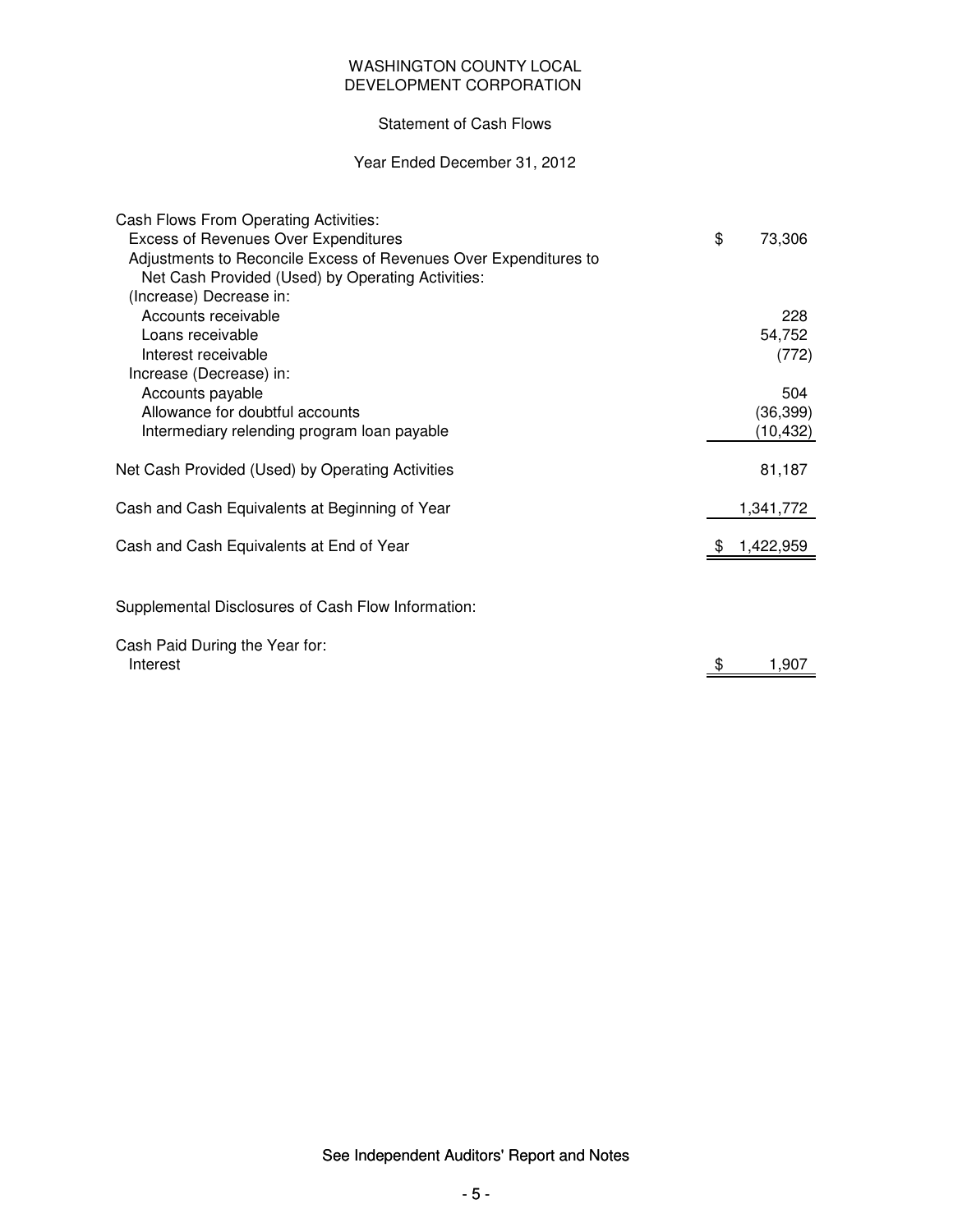# WASHINGTON COUNTY LOCAL DEVELOPMENT CORPORATION

## Statement of Cash Flows

### Year Ended December 31, 2012

| | |
|---|---|
| Cash Flows From Operating Activities: | |
| Excess of Revenues Over Expenditures | $ 73,306 |
| Adjustments to Reconcile Excess of Revenues Over Expenditures to Net Cash Provided (Used) by Operating Activities: | |
| (Increase) Decrease in: | |
| Accounts receivable | 228 |
| Loans receivable | 54,752 |
| Interest receivable | (772) |
| Increase (Decrease) in: | |
| Accounts payable | 504 |
| Allowance for doubtful accounts | (36,399) |
| Intermediary relending program loan payable | (10,432) |
| Net Cash Provided (Used) by Operating Activities | 81,187 |
| Cash and Cash Equivalents at Beginning of Year | 1,341,772 |
| Cash and Cash Equivalents at End of Year | $ 1,422,959 |

Supplemental Disclosures of Cash Flow Information:

| | |
|---|---|
| Cash Paid During the Year for: | |
| Interest | $ 1,907 |

See Independent Auditors' Report and Notes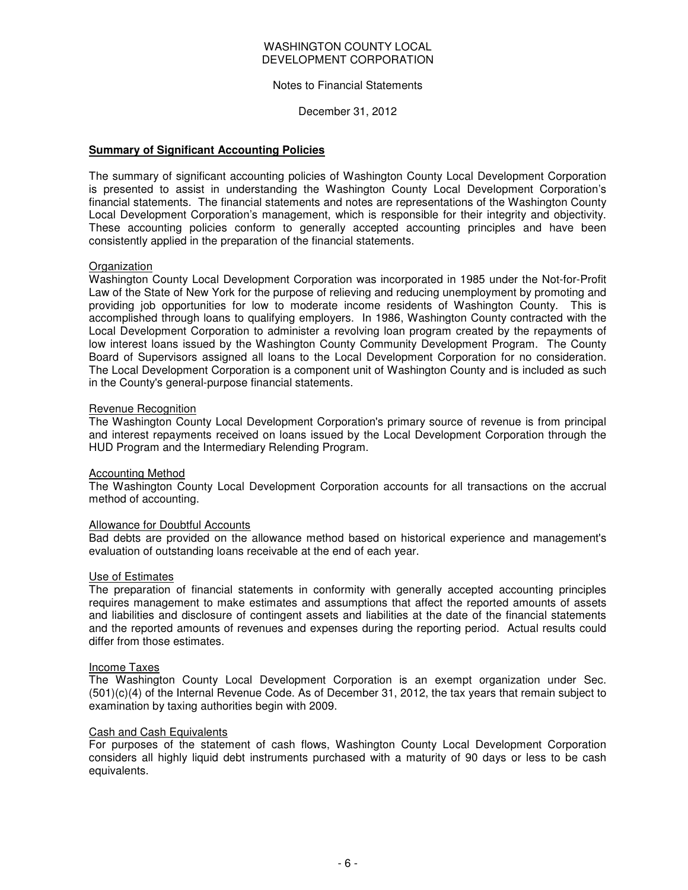WASHINGTON COUNTY LOCAL
DEVELOPMENT CORPORATION

Notes to Financial Statements

December 31, 2012

## Summary of Significant Accounting Policies

The summary of significant accounting policies of Washington County Local Development Corporation is presented to assist in understanding the Washington County Local Development Corporation's financial statements. The financial statements and notes are representations of the Washington County Local Development Corporation's management, which is responsible for their integrity and objectivity. These accounting policies conform to generally accepted accounting principles and have been consistently applied in the preparation of the financial statements.

### Organization

Washington County Local Development Corporation was incorporated in 1985 under the Not-for-Profit Law of the State of New York for the purpose of relieving and reducing unemployment by promoting and providing job opportunities for low to moderate income residents of Washington County. This is accomplished through loans to qualifying employers. In 1986, Washington County contracted with the Local Development Corporation to administer a revolving loan program created by the repayments of low interest loans issued by the Washington County Community Development Program. The County Board of Supervisors assigned all loans to the Local Development Corporation for no consideration. The Local Development Corporation is a component unit of Washington County and is included as such in the County's general-purpose financial statements.

### Revenue Recognition

The Washington County Local Development Corporation's primary source of revenue is from principal and interest repayments received on loans issued by the Local Development Corporation through the HUD Program and the Intermediary Relending Program.

### Accounting Method

The Washington County Local Development Corporation accounts for all transactions on the accrual method of accounting.

### Allowance for Doubtful Accounts

Bad debts are provided on the allowance method based on historical experience and management's evaluation of outstanding loans receivable at the end of each year.

### Use of Estimates

The preparation of financial statements in conformity with generally accepted accounting principles requires management to make estimates and assumptions that affect the reported amounts of assets and liabilities and disclosure of contingent assets and liabilities at the date of the financial statements and the reported amounts of revenues and expenses during the reporting period. Actual results could differ from those estimates.

### Income Taxes

The Washington County Local Development Corporation is an exempt organization under Sec. (501)(c)(4) of the Internal Revenue Code. As of December 31, 2012, the tax years that remain subject to examination by taxing authorities begin with 2009.

### Cash and Cash Equivalents

For purposes of the statement of cash flows, Washington County Local Development Corporation considers all highly liquid debt instruments purchased with a maturity of 90 days or less to be cash equivalents.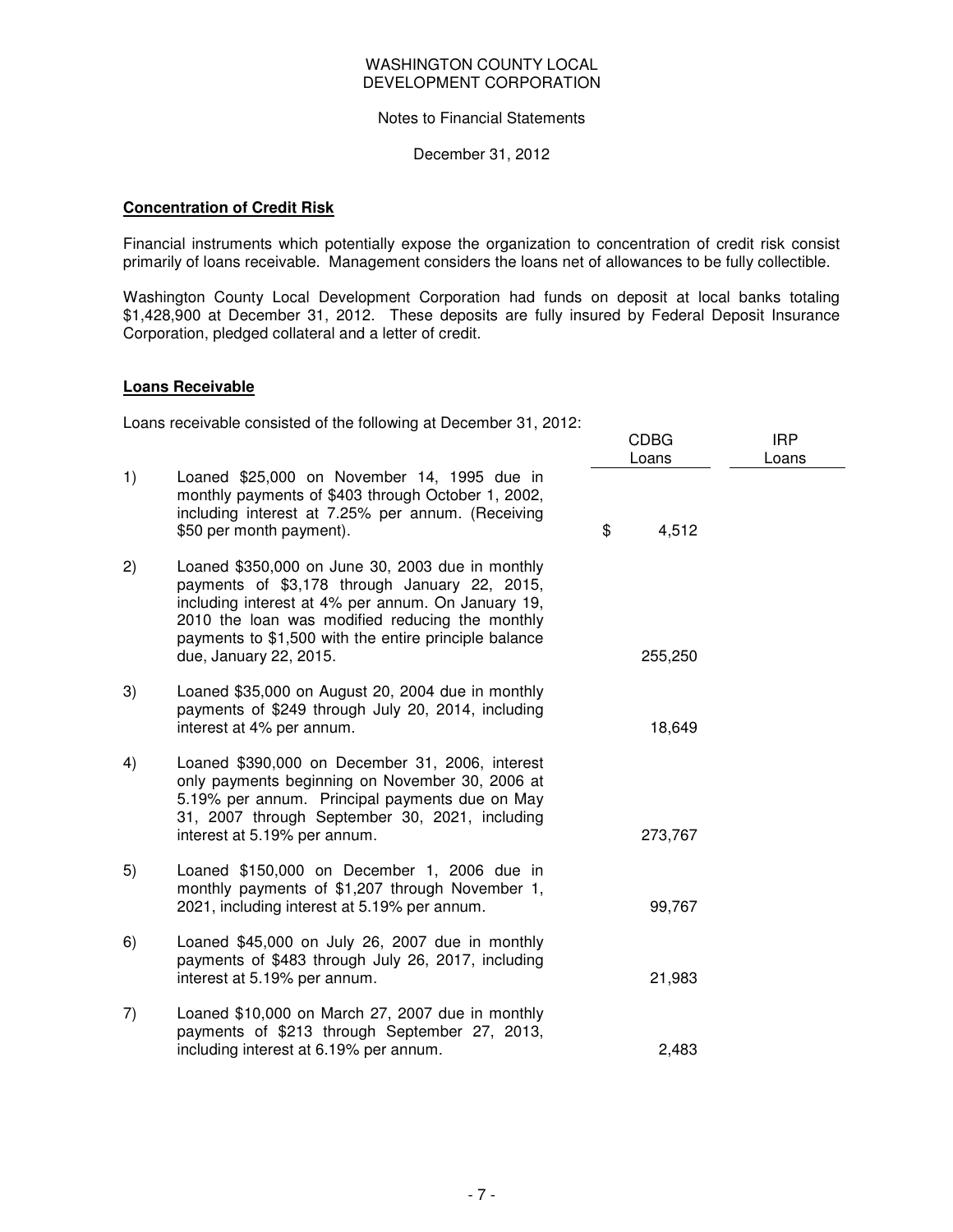WASHINGTON COUNTY LOCAL DEVELOPMENT CORPORATION

Notes to Financial Statements

December 31, 2012

**Concentration of Credit Risk**

Financial instruments which potentially expose the organization to concentration of credit risk consist primarily of loans receivable. Management considers the loans net of allowances to be fully collectible.

Washington County Local Development Corporation had funds on deposit at local banks totaling $1,428,900 at December 31, 2012. These deposits are fully insured by Federal Deposit Insurance Corporation, pledged collateral and a letter of credit.

**Loans Receivable**

Loans receivable consisted of the following at December 31, 2012:

| | | CDBG Loans | IRP Loans |
|---|---|---|---|
| 1) | Loaned $25,000 on November 14, 1995 due in monthly payments of $403 through October 1, 2002, including interest at 7.25% per annum. (Receiving $50 per month payment). | $ 4,512 | |
| 2) | Loaned $350,000 on June 30, 2003 due in monthly payments of $3,178 through January 22, 2015, including interest at 4% per annum. On January 19, 2010 the loan was modified reducing the monthly payments to $1,500 with the entire principle balance due, January 22, 2015. | 255,250 | |
| 3) | Loaned $35,000 on August 20, 2004 due in monthly payments of $249 through July 20, 2014, including interest at 4% per annum. | 18,649 | |
| 4) | Loaned $390,000 on December 31, 2006, interest only payments beginning on November 30, 2006 at 5.19% per annum. Principal payments due on May 31, 2007 through September 30, 2021, including interest at 5.19% per annum. | 273,767 | |
| 5) | Loaned $150,000 on December 1, 2006 due in monthly payments of $1,207 through November 1, 2021, including interest at 5.19% per annum. | 99,767 | |
| 6) | Loaned $45,000 on July 26, 2007 due in monthly payments of $483 through July 26, 2017, including interest at 5.19% per annum. | 21,983 | |
| 7) | Loaned $10,000 on March 27, 2007 due in monthly payments of $213 through September 27, 2013, including interest at 6.19% per annum. | 2,483 | |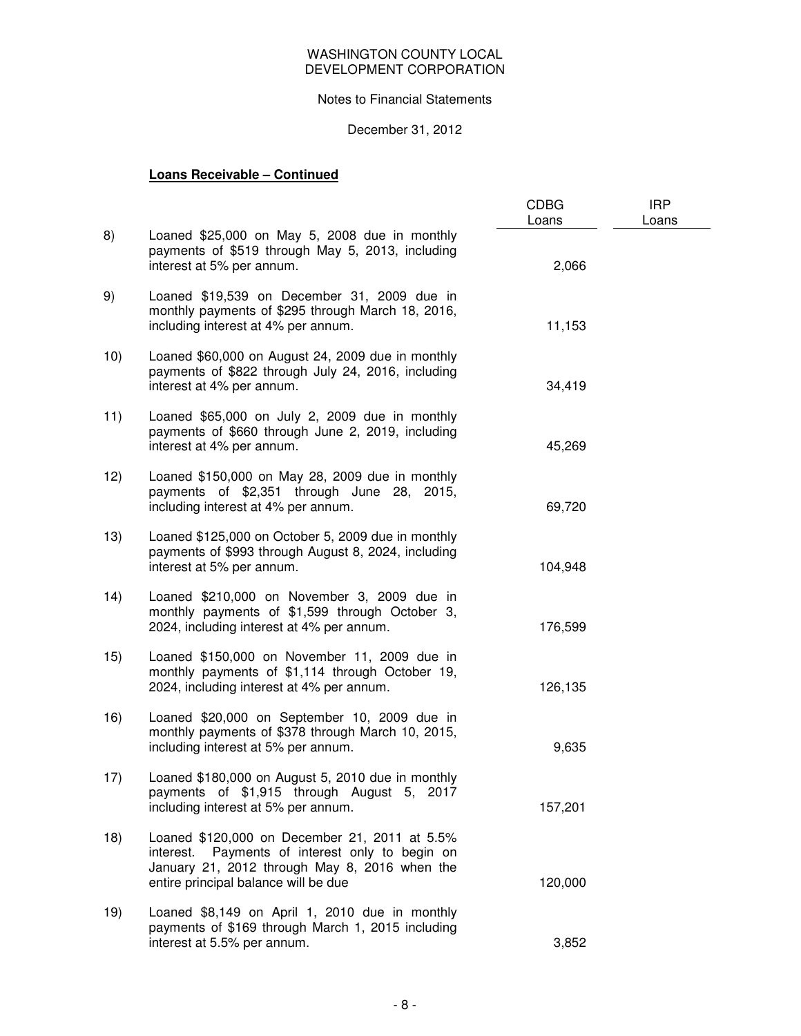WASHINGTON COUNTY LOCAL DEVELOPMENT CORPORATION

Notes to Financial Statements

December 31, 2012

**Loans Receivable – Continued**

| | | CDBG Loans | IRP Loans |
|---|---|---|---|
| 8) | Loaned $25,000 on May 5, 2008 due in monthly payments of $519 through May 5, 2013, including interest at 5% per annum. | 2,066 | |
| 9) | Loaned $19,539 on December 31, 2009 due in monthly payments of $295 through March 18, 2016, including interest at 4% per annum. | 11,153 | |
| 10) | Loaned $60,000 on August 24, 2009 due in monthly payments of $822 through July 24, 2016, including interest at 4% per annum. | 34,419 | |
| 11) | Loaned $65,000 on July 2, 2009 due in monthly payments of $660 through June 2, 2019, including interest at 4% per annum. | 45,269 | |
| 12) | Loaned $150,000 on May 28, 2009 due in monthly payments of $2,351 through June 28, 2015, including interest at 4% per annum. | 69,720 | |
| 13) | Loaned $125,000 on October 5, 2009 due in monthly payments of $993 through August 8, 2024, including interest at 5% per annum. | 104,948 | |
| 14) | Loaned $210,000 on November 3, 2009 due in monthly payments of $1,599 through October 3, 2024, including interest at 4% per annum. | 176,599 | |
| 15) | Loaned $150,000 on November 11, 2009 due in monthly payments of $1,114 through October 19, 2024, including interest at 4% per annum. | 126,135 | |
| 16) | Loaned $20,000 on September 10, 2009 due in monthly payments of $378 through March 10, 2015, including interest at 5% per annum. | 9,635 | |
| 17) | Loaned $180,000 on August 5, 2010 due in monthly payments of $1,915 through August 5, 2017 including interest at 5% per annum. | 157,201 | |
| 18) | Loaned $120,000 on December 21, 2011 at 5.5% interest. Payments of interest only to begin on January 21, 2012 through May 8, 2016 when the entire principal balance will be due | 120,000 | |
| 19) | Loaned $8,149 on April 1, 2010 due in monthly payments of $169 through March 1, 2015 including interest at 5.5% per annum. | 3,852 | |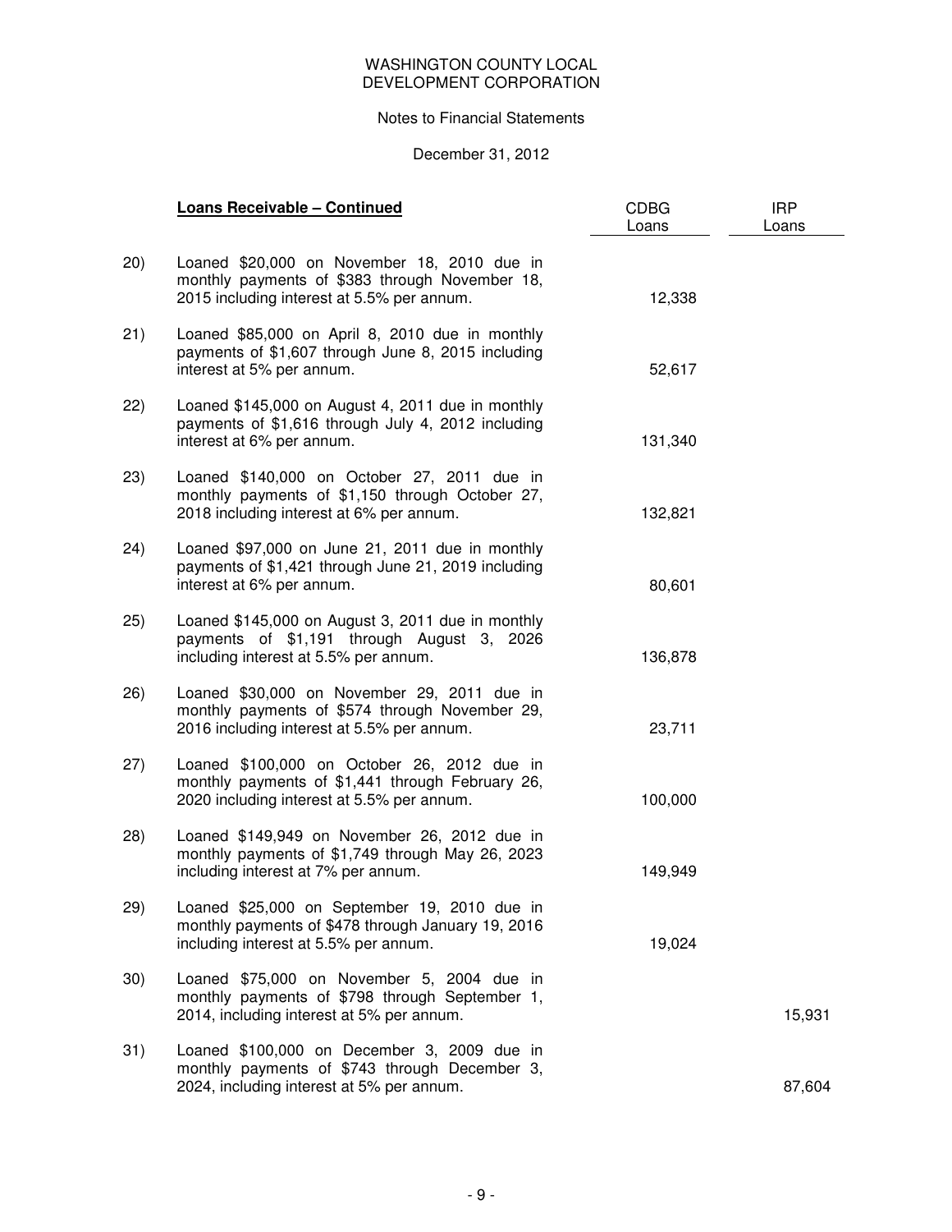WASHINGTON COUNTY LOCAL DEVELOPMENT CORPORATION

Notes to Financial Statements

December 31, 2012

| | **Loans Receivable – Continued** | CDBG Loans | IRP Loans |
|---|---|---|---|
| 20) | Loaned $20,000 on November 18, 2010 due in monthly payments of $383 through November 18, 2015 including interest at 5.5% per annum. | 12,338 | |
| 21) | Loaned $85,000 on April 8, 2010 due in monthly payments of $1,607 through June 8, 2015 including interest at 5% per annum. | 52,617 | |
| 22) | Loaned $145,000 on August 4, 2011 due in monthly payments of $1,616 through July 4, 2012 including interest at 6% per annum. | 131,340 | |
| 23) | Loaned $140,000 on October 27, 2011 due in monthly payments of $1,150 through October 27, 2018 including interest at 6% per annum. | 132,821 | |
| 24) | Loaned $97,000 on June 21, 2011 due in monthly payments of $1,421 through June 21, 2019 including interest at 6% per annum. | 80,601 | |
| 25) | Loaned $145,000 on August 3, 2011 due in monthly payments of $1,191 through August 3, 2026 including interest at 5.5% per annum. | 136,878 | |
| 26) | Loaned $30,000 on November 29, 2011 due in monthly payments of $574 through November 29, 2016 including interest at 5.5% per annum. | 23,711 | |
| 27) | Loaned $100,000 on October 26, 2012 due in monthly payments of $1,441 through February 26, 2020 including interest at 5.5% per annum. | 100,000 | |
| 28) | Loaned $149,949 on November 26, 2012 due in monthly payments of $1,749 through May 26, 2023 including interest at 7% per annum. | 149,949 | |
| 29) | Loaned $25,000 on September 19, 2010 due in monthly payments of $478 through January 19, 2016 including interest at 5.5% per annum. | 19,024 | |
| 30) | Loaned $75,000 on November 5, 2004 due in monthly payments of $798 through September 1, 2014, including interest at 5% per annum. | | 15,931 |
| 31) | Loaned $100,000 on December 3, 2009 due in monthly payments of $743 through December 3, 2024, including interest at 5% per annum. | | 87,604 |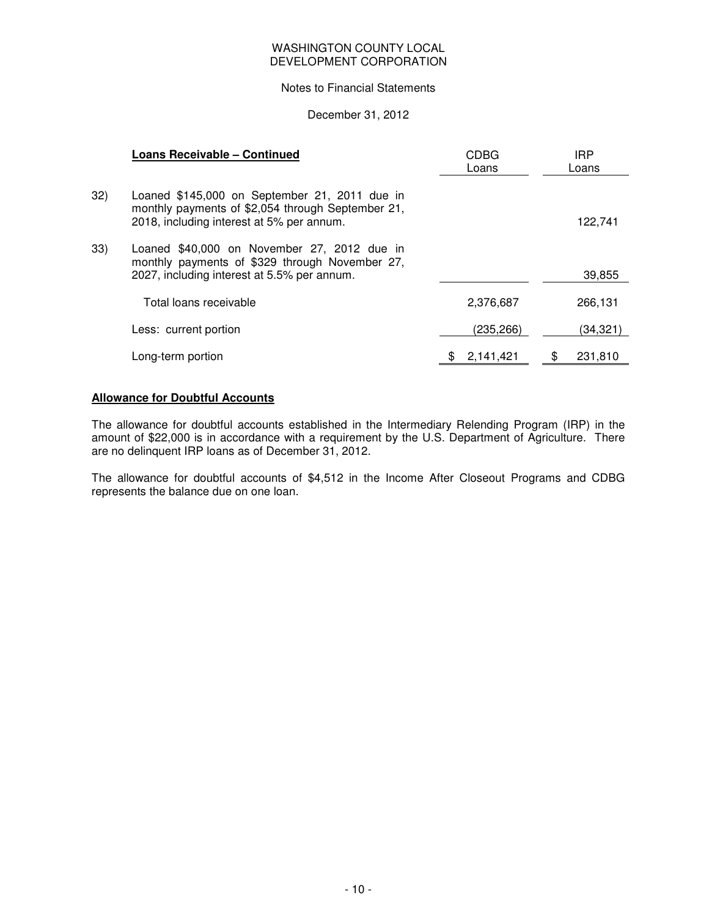WASHINGTON COUNTY LOCAL
DEVELOPMENT CORPORATION

Notes to Financial Statements

December 31, 2012

| | **Loans Receivable – Continued** | CDBG Loans | IRP Loans |
|---|---|---|---|
| 32) | Loaned $145,000 on September 21, 2011 due in monthly payments of $2,054 through September 21, 2018, including interest at 5% per annum. | | 122,741 |
| 33) | Loaned $40,000 on November 27, 2012 due in monthly payments of $329 through November 27, 2027, including interest at 5.5% per annum. | | 39,855 |
| | Total loans receivable | 2,376,687 | 266,131 |
| | Less: current portion | (235,266) | (34,321) |
| | Long-term portion | $ 2,141,421 | $ 231,810 |

**Allowance for Doubtful Accounts**

The allowance for doubtful accounts established in the Intermediary Relending Program (IRP) in the amount of $22,000 is in accordance with a requirement by the U.S. Department of Agriculture. There are no delinquent IRP loans as of December 31, 2012.

The allowance for doubtful accounts of $4,512 in the Income After Closeout Programs and CDBG represents the balance due on one loan.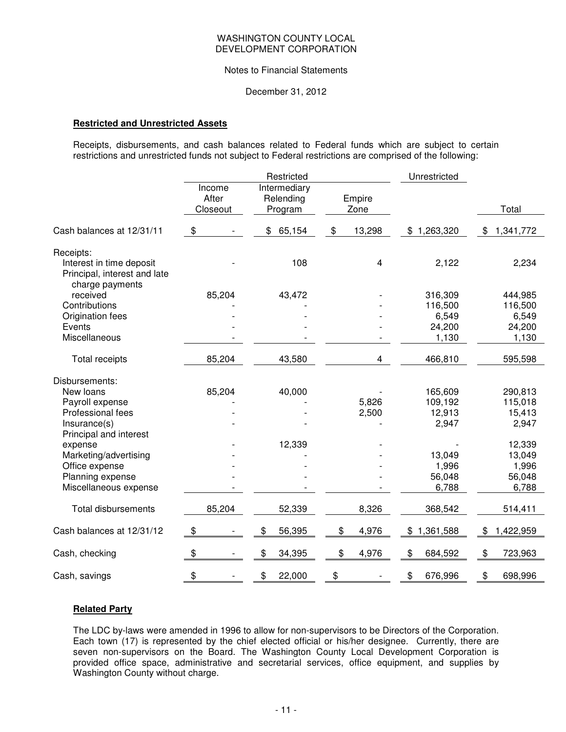WASHINGTON COUNTY LOCAL DEVELOPMENT CORPORATION

Notes to Financial Statements

December 31, 2012

**Restricted and Unrestricted Assets**

Receipts, disbursements, and cash balances related to Federal funds which are subject to certain restrictions and unrestricted funds not subject to Federal restrictions are comprised of the following:

| | Restricted | | | Unrestricted | |
|---|---|---|---|---|---|
| | Income After Closeout | Intermediary Relending Program | Empire Zone | | Total |
| Cash balances at 12/31/11 | $ - | $ 65,154 | $ 13,298 | $ 1,263,320 | $ 1,341,772 |
| Receipts: | | | | | |
| Interest in time deposit | - | 108 | 4 | 2,122 | 2,234 |
| Principal, interest and late charge payments received | 85,204 | 43,472 | - | 316,309 | 444,985 |
| Contributions | - | - | - | 116,500 | 116,500 |
| Origination fees | - | - | - | 6,549 | 6,549 |
| Events | - | - | - | 24,200 | 24,200 |
| Miscellaneous | - | - | - | 1,130 | 1,130 |
| Total receipts | 85,204 | 43,580 | 4 | 466,810 | 595,598 |
| Disbursements: | | | | | |
| New loans | 85,204 | 40,000 | - | 165,609 | 290,813 |
| Payroll expense | - | - | 5,826 | 109,192 | 115,018 |
| Professional fees | - | - | 2,500 | 12,913 | 15,413 |
| Insurance(s) | - | - | - | 2,947 | 2,947 |
| Principal and interest expense | - | 12,339 | - | - | 12,339 |
| Marketing/advertising | - | - | - | 13,049 | 13,049 |
| Office expense | - | - | - | 1,996 | 1,996 |
| Planning expense | - | - | - | 56,048 | 56,048 |
| Miscellaneous expense | - | - | - | 6,788 | 6,788 |
| Total disbursements | 85,204 | 52,339 | 8,326 | 368,542 | 514,411 |
| Cash balances at 12/31/12 | $ - | $ 56,395 | $ 4,976 | $ 1,361,588 | $ 1,422,959 |
| Cash, checking | $ - | $ 34,395 | $ 4,976 | $ 684,592 | $ 723,963 |
| Cash, savings | $ - | $ 22,000 | $ - | $ 676,996 | $ 698,996 |

**Related Party**

The LDC by-laws were amended in 1996 to allow for non-supervisors to be Directors of the Corporation. Each town (17) is represented by the chief elected official or his/her designee. Currently, there are seven non-supervisors on the Board. The Washington County Local Development Corporation is provided office space, administrative and secretarial services, office equipment, and supplies by Washington County without charge.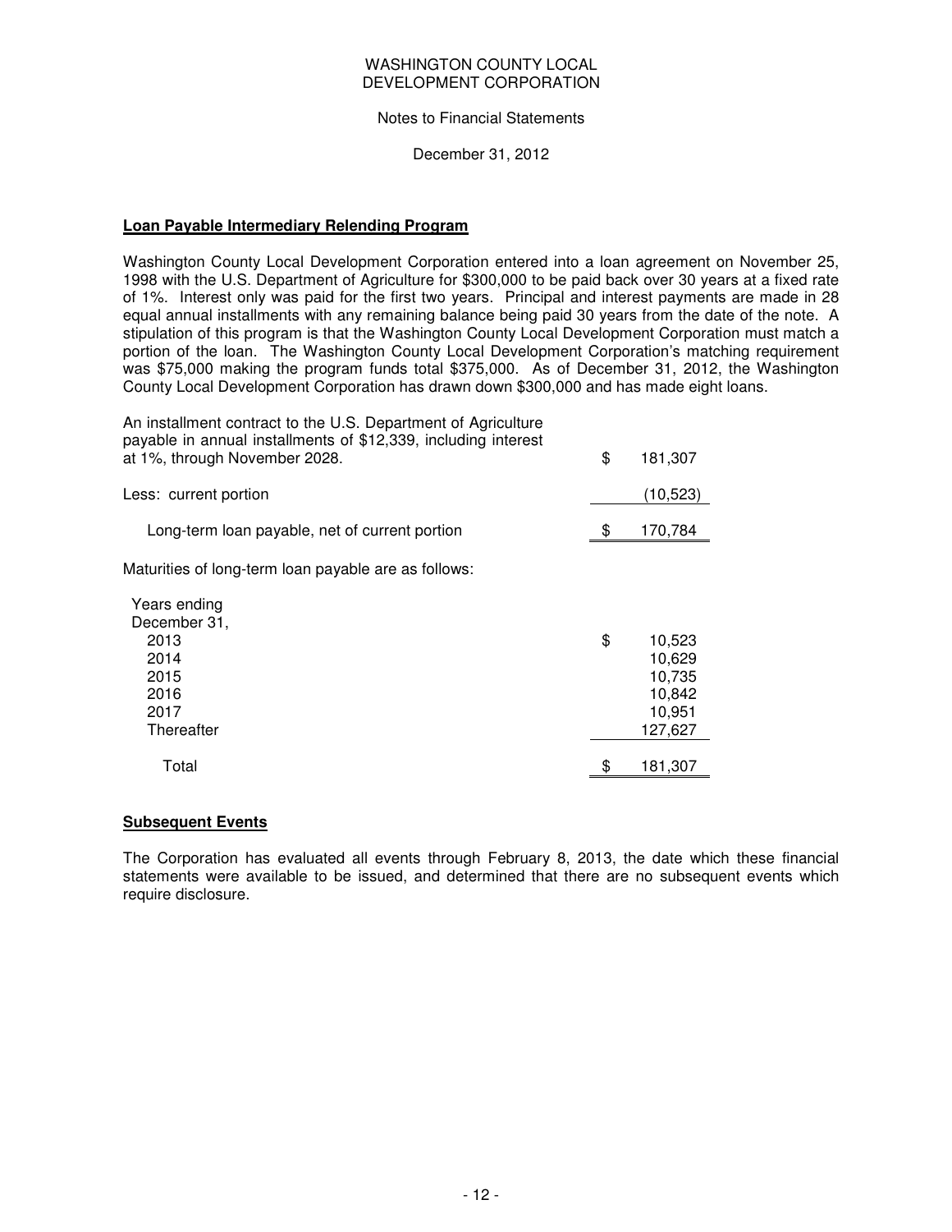WASHINGTON COUNTY LOCAL
DEVELOPMENT CORPORATION

Notes to Financial Statements

December 31, 2012

**Loan Payable Intermediary Relending Program**

Washington County Local Development Corporation entered into a loan agreement on November 25, 1998 with the U.S. Department of Agriculture for $300,000 to be paid back over 30 years at a fixed rate of 1%. Interest only was paid for the first two years. Principal and interest payments are made in 28 equal annual installments with any remaining balance being paid 30 years from the date of the note. A stipulation of this program is that the Washington County Local Development Corporation must match a portion of the loan. The Washington County Local Development Corporation's matching requirement was $75,000 making the program funds total $375,000. As of December 31, 2012, the Washington County Local Development Corporation has drawn down $300,000 and has made eight loans.

| | |
|---|---|
| An installment contract to the U.S. Department of Agriculture payable in annual installments of $12,339, including interest at 1%, through November 2028. | $ 181,307 |
| Less: current portion | (10,523) |
| Long-term loan payable, net of current portion | $ 170,784 |

Maturities of long-term loan payable are as follows:

| Years ending December 31, | |
|---|---|
| 2013 | $ 10,523 |
| 2014 | 10,629 |
| 2015 | 10,735 |
| 2016 | 10,842 |
| 2017 | 10,951 |
| Thereafter | 127,627 |
| Total | $ 181,307 |

**Subsequent Events**

The Corporation has evaluated all events through February 8, 2013, the date which these financial statements were available to be issued, and determined that there are no subsequent events which require disclosure.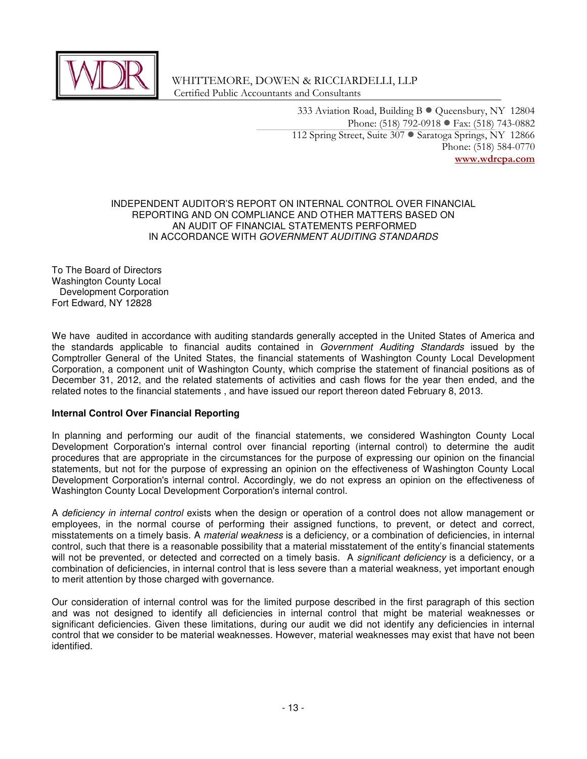WHITTEMORE, DOWEN & RICCIARDELLI, LLP
Certified Public Accountants and Consultants

333 Aviation Road, Building B ● Queensbury, NY 12804
Phone: (518) 792-0918 ● Fax: (518) 743-0882
112 Spring Street, Suite 307 ● Saratoga Springs, NY 12866
Phone: (518) 584-0770
**www.wdrcpa.com**

## INDEPENDENT AUDITOR'S REPORT ON INTERNAL CONTROL OVER FINANCIAL REPORTING AND ON COMPLIANCE AND OTHER MATTERS BASED ON AN AUDIT OF FINANCIAL STATEMENTS PERFORMED IN ACCORDANCE WITH *GOVERNMENT AUDITING STANDARDS*

To The Board of Directors
Washington County Local
Development Corporation
Fort Edward, NY 12828

We have audited in accordance with auditing standards generally accepted in the United States of America and the standards applicable to financial audits contained in *Government Auditing Standards* issued by the Comptroller General of the United States, the financial statements of Washington County Local Development Corporation, a component unit of Washington County, which comprise the statement of financial positions as of December 31, 2012, and the related statements of activities and cash flows for the year then ended, and the related notes to the financial statements , and have issued our report thereon dated February 8, 2013.

**Internal Control Over Financial Reporting**

In planning and performing our audit of the financial statements, we considered Washington County Local Development Corporation's internal control over financial reporting (internal control) to determine the audit procedures that are appropriate in the circumstances for the purpose of expressing our opinion on the financial statements, but not for the purpose of expressing an opinion on the effectiveness of Washington County Local Development Corporation's internal control. Accordingly, we do not express an opinion on the effectiveness of Washington County Local Development Corporation's internal control.

A *deficiency in internal control* exists when the design or operation of a control does not allow management or employees, in the normal course of performing their assigned functions, to prevent, or detect and correct, misstatements on a timely basis. A *material weakness* is a deficiency, or a combination of deficiencies, in internal control, such that there is a reasonable possibility that a material misstatement of the entity's financial statements will not be prevented, or detected and corrected on a timely basis. A *significant deficiency* is a deficiency, or a combination of deficiencies, in internal control that is less severe than a material weakness, yet important enough to merit attention by those charged with governance.

Our consideration of internal control was for the limited purpose described in the first paragraph of this section and was not designed to identify all deficiencies in internal control that might be material weaknesses or significant deficiencies. Given these limitations, during our audit we did not identify any deficiencies in internal control that we consider to be material weaknesses. However, material weaknesses may exist that have not been identified.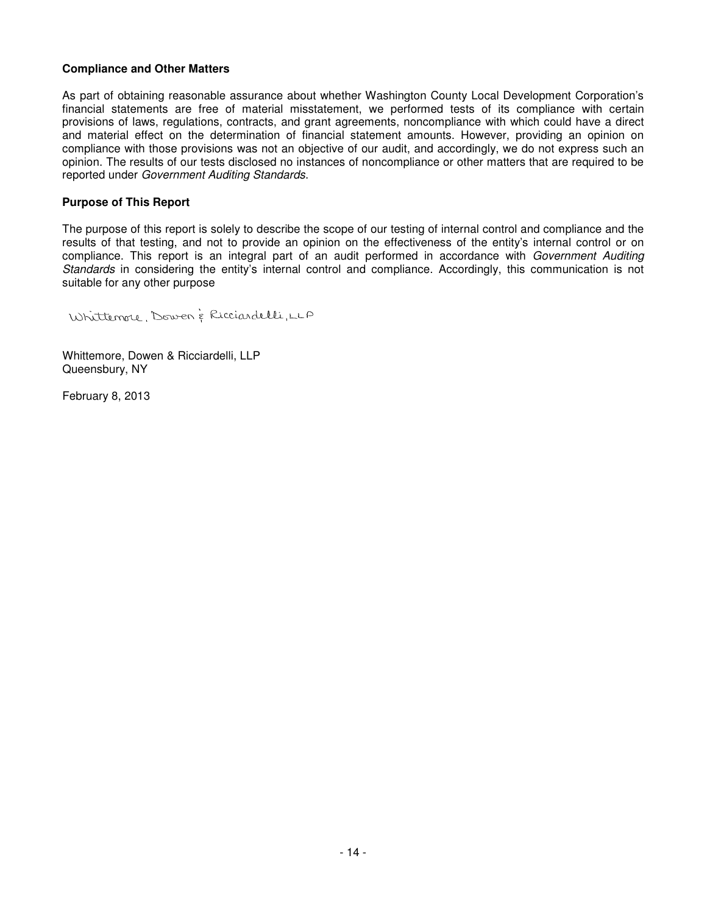**Compliance and Other Matters**

As part of obtaining reasonable assurance about whether Washington County Local Development Corporation's financial statements are free of material misstatement, we performed tests of its compliance with certain provisions of laws, regulations, contracts, and grant agreements, noncompliance with which could have a direct and material effect on the determination of financial statement amounts. However, providing an opinion on compliance with those provisions was not an objective of our audit, and accordingly, we do not express such an opinion. The results of our tests disclosed no instances of noncompliance or other matters that are required to be reported under *Government Auditing Standards*.

**Purpose of This Report**

The purpose of this report is solely to describe the scope of our testing of internal control and compliance and the results of that testing, and not to provide an opinion on the effectiveness of the entity's internal control or on compliance. This report is an integral part of an audit performed in accordance with *Government Auditing Standards* in considering the entity's internal control and compliance. Accordingly, this communication is not suitable for any other purpose

Whittemore, Dowen & Ricciardelli, LLP

Whittemore, Dowen & Ricciardelli, LLP
Queensbury, NY

February 8, 2013